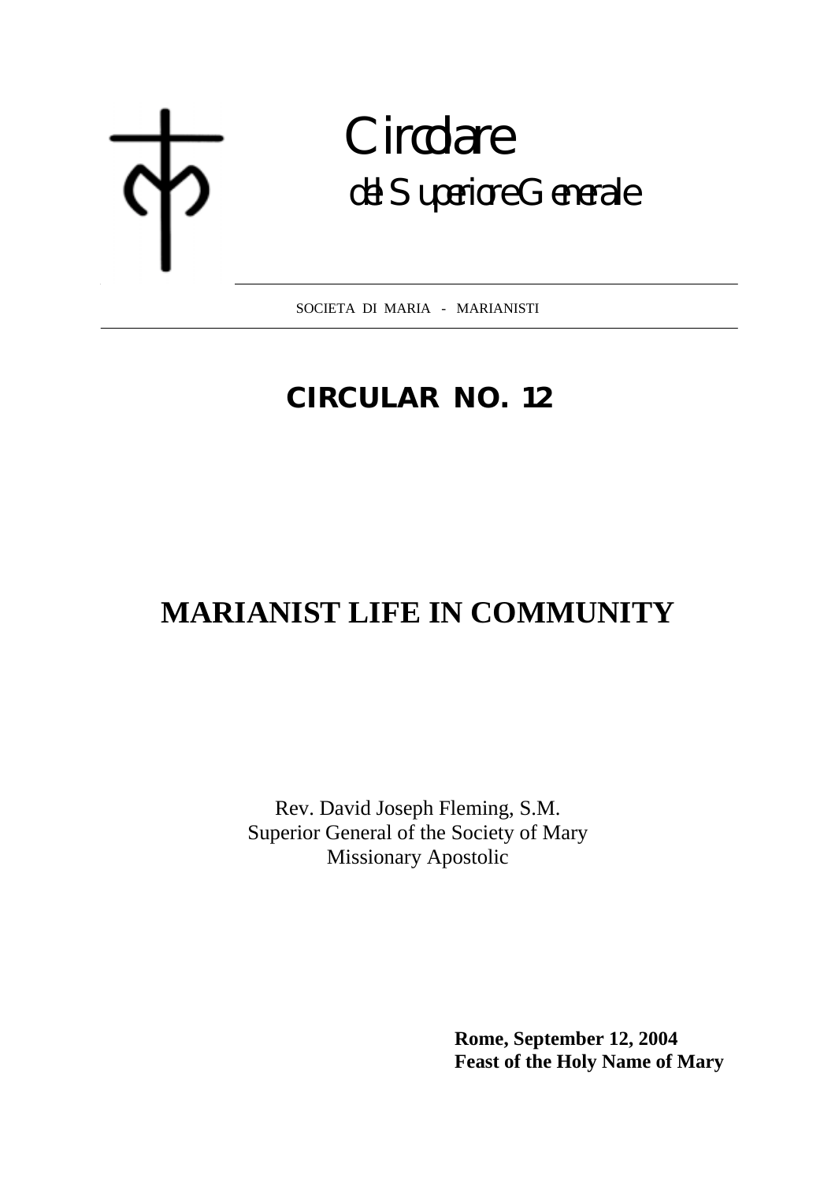Circolare

del Superiore Generale

SOCIETA DI MARIA - MARIANISTI

# CIRCULAR NO. 12

# MARIANIST LIFE IN COMMUNITY

Rev. David Joseph Fleming, S.M.
Superior General of the Society of Mary
Missionary Apostolic

**Rome, September 12, 2004**
**Feast of the Holy Name of Mary**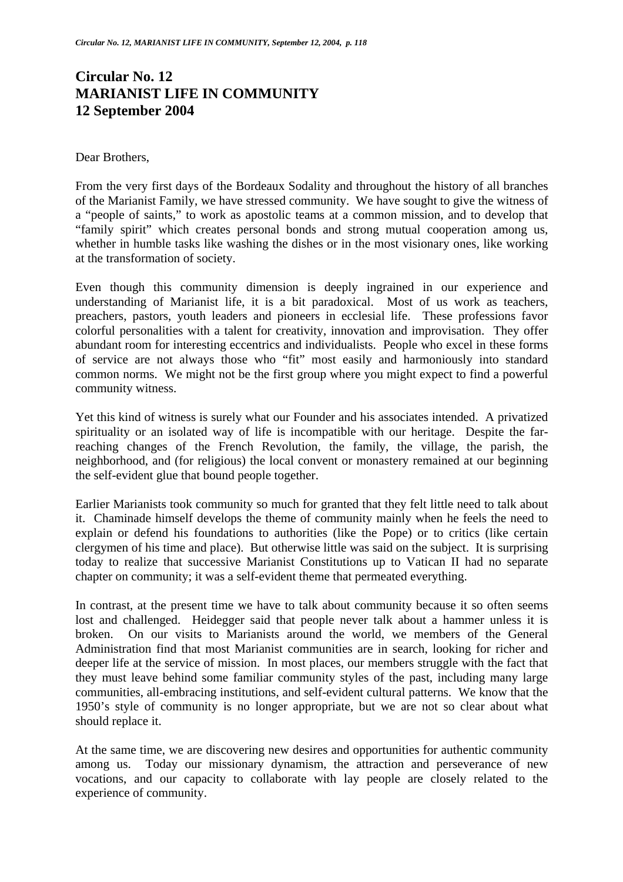# Circular No. 12
# MARIANIST LIFE IN COMMUNITY
# 12 September 2004

Dear Brothers,

From the very first days of the Bordeaux Sodality and throughout the history of all branches of the Marianist Family, we have stressed community. We have sought to give the witness of a "people of saints," to work as apostolic teams at a common mission, and to develop that "family spirit" which creates personal bonds and strong mutual cooperation among us, whether in humble tasks like washing the dishes or in the most visionary ones, like working at the transformation of society.

Even though this community dimension is deeply ingrained in our experience and understanding of Marianist life, it is a bit paradoxical. Most of us work as teachers, preachers, pastors, youth leaders and pioneers in ecclesial life. These professions favor colorful personalities with a talent for creativity, innovation and improvisation. They offer abundant room for interesting eccentrics and individualists. People who excel in these forms of service are not always those who "fit" most easily and harmoniously into standard common norms. We might not be the first group where you might expect to find a powerful community witness.

Yet this kind of witness is surely what our Founder and his associates intended. A privatized spirituality or an isolated way of life is incompatible with our heritage. Despite the far-reaching changes of the French Revolution, the family, the village, the parish, the neighborhood, and (for religious) the local convent or monastery remained at our beginning the self-evident glue that bound people together.

Earlier Marianists took community so much for granted that they felt little need to talk about it. Chaminade himself develops the theme of community mainly when he feels the need to explain or defend his foundations to authorities (like the Pope) or to critics (like certain clergymen of his time and place). But otherwise little was said on the subject. It is surprising today to realize that successive Marianist Constitutions up to Vatican II had no separate chapter on community; it was a self-evident theme that permeated everything.

In contrast, at the present time we have to talk about community because it so often seems lost and challenged. Heidegger said that people never talk about a hammer unless it is broken. On our visits to Marianists around the world, we members of the General Administration find that most Marianist communities are in search, looking for richer and deeper life at the service of mission. In most places, our members struggle with the fact that they must leave behind some familiar community styles of the past, including many large communities, all-embracing institutions, and self-evident cultural patterns. We know that the 1950's style of community is no longer appropriate, but we are not so clear about what should replace it.

At the same time, we are discovering new desires and opportunities for authentic community among us. Today our missionary dynamism, the attraction and perseverance of new vocations, and our capacity to collaborate with lay people are closely related to the experience of community.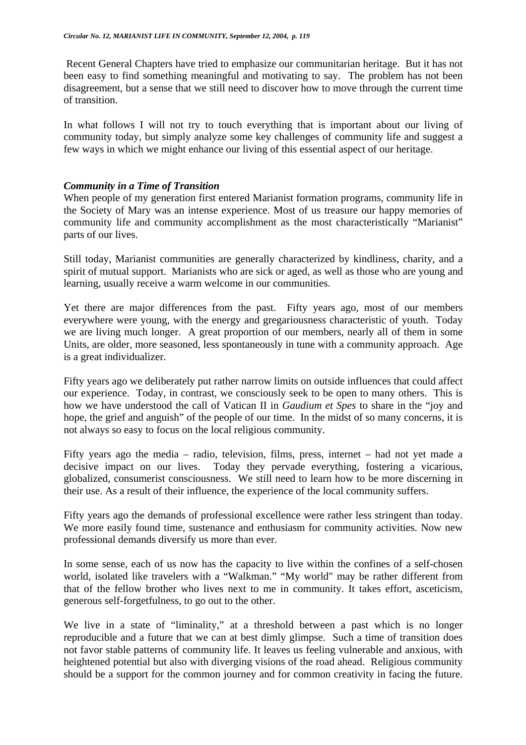Recent General Chapters have tried to emphasize our communitarian heritage. But it has not been easy to find something meaningful and motivating to say. The problem has not been disagreement, but a sense that we still need to discover how to move through the current time of transition.

In what follows I will not try to touch everything that is important about our living of community today, but simply analyze some key challenges of community life and suggest a few ways in which we might enhance our living of this essential aspect of our heritage.

### *Community in a Time of Transition*

When people of my generation first entered Marianist formation programs, community life in the Society of Mary was an intense experience. Most of us treasure our happy memories of community life and community accomplishment as the most characteristically "Marianist" parts of our lives.

Still today, Marianist communities are generally characterized by kindliness, charity, and a spirit of mutual support. Marianists who are sick or aged, as well as those who are young and learning, usually receive a warm welcome in our communities.

Yet there are major differences from the past. Fifty years ago, most of our members everywhere were young, with the energy and gregariousness characteristic of youth. Today we are living much longer. A great proportion of our members, nearly all of them in some Units, are older, more seasoned, less spontaneously in tune with a community approach. Age is a great individualizer.

Fifty years ago we deliberately put rather narrow limits on outside influences that could affect our experience. Today, in contrast, we consciously seek to be open to many others. This is how we have understood the call of Vatican II in *Gaudium et Spes* to share in the "joy and hope, the grief and anguish" of the people of our time. In the midst of so many concerns, it is not always so easy to focus on the local religious community.

Fifty years ago the media – radio, television, films, press, internet – had not yet made a decisive impact on our lives. Today they pervade everything, fostering a vicarious, globalized, consumerist consciousness. We still need to learn how to be more discerning in their use. As a result of their influence, the experience of the local community suffers.

Fifty years ago the demands of professional excellence were rather less stringent than today. We more easily found time, sustenance and enthusiasm for community activities. Now new professional demands diversify us more than ever.

In some sense, each of us now has the capacity to live within the confines of a self-chosen world, isolated like travelers with a "Walkman." "My world" may be rather different from that of the fellow brother who lives next to me in community. It takes effort, asceticism, generous self-forgetfulness, to go out to the other.

We live in a state of "liminality," at a threshold between a past which is no longer reproducible and a future that we can at best dimly glimpse. Such a time of transition does not favor stable patterns of community life. It leaves us feeling vulnerable and anxious, with heightened potential but also with diverging visions of the road ahead. Religious community should be a support for the common journey and for common creativity in facing the future.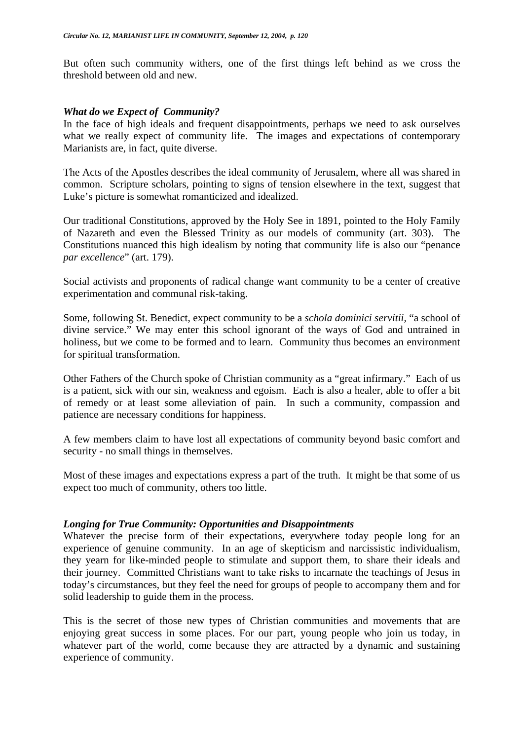But often such community withers, one of the first things left behind as we cross the threshold between old and new.

### *What do we Expect of Community?*

In the face of high ideals and frequent disappointments, perhaps we need to ask ourselves what we really expect of community life. The images and expectations of contemporary Marianists are, in fact, quite diverse.

The Acts of the Apostles describes the ideal community of Jerusalem, where all was shared in common. Scripture scholars, pointing to signs of tension elsewhere in the text, suggest that Luke's picture is somewhat romanticized and idealized.

Our traditional Constitutions, approved by the Holy See in 1891, pointed to the Holy Family of Nazareth and even the Blessed Trinity as our models of community (art. 303). The Constitutions nuanced this high idealism by noting that community life is also our "penance *par excellence*" (art. 179).

Social activists and proponents of radical change want community to be a center of creative experimentation and communal risk-taking.

Some, following St. Benedict, expect community to be a *schola dominici servitii*, "a school of divine service." We may enter this school ignorant of the ways of God and untrained in holiness, but we come to be formed and to learn. Community thus becomes an environment for spiritual transformation.

Other Fathers of the Church spoke of Christian community as a "great infirmary." Each of us is a patient, sick with our sin, weakness and egoism. Each is also a healer, able to offer a bit of remedy or at least some alleviation of pain. In such a community, compassion and patience are necessary conditions for happiness.

A few members claim to have lost all expectations of community beyond basic comfort and security - no small things in themselves.

Most of these images and expectations express a part of the truth. It might be that some of us expect too much of community, others too little.

### *Longing for True Community: Opportunities and Disappointments*

Whatever the precise form of their expectations, everywhere today people long for an experience of genuine community. In an age of skepticism and narcissistic individualism, they yearn for like-minded people to stimulate and support them, to share their ideals and their journey. Committed Christians want to take risks to incarnate the teachings of Jesus in today's circumstances, but they feel the need for groups of people to accompany them and for solid leadership to guide them in the process.

This is the secret of those new types of Christian communities and movements that are enjoying great success in some places. For our part, young people who join us today, in whatever part of the world, come because they are attracted by a dynamic and sustaining experience of community.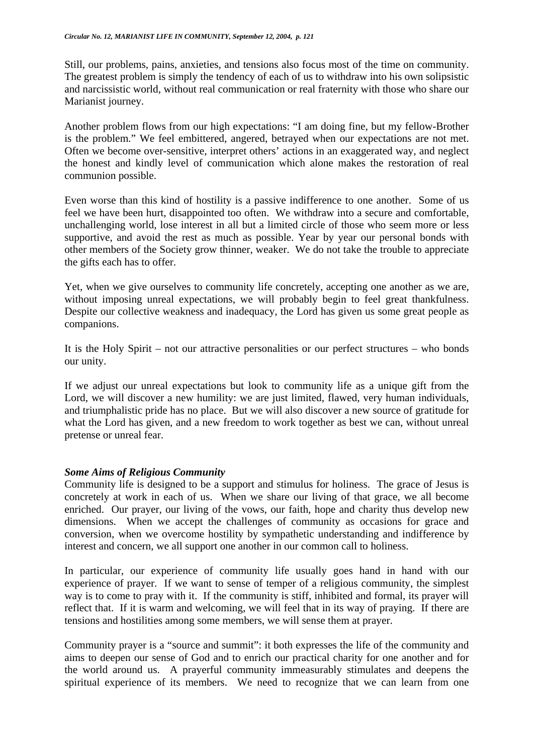Still, our problems, pains, anxieties, and tensions also focus most of the time on community. The greatest problem is simply the tendency of each of us to withdraw into his own solipsistic and narcissistic world, without real communication or real fraternity with those who share our Marianist journey.

Another problem flows from our high expectations: "I am doing fine, but my fellow-Brother is the problem." We feel embittered, angered, betrayed when our expectations are not met. Often we become over-sensitive, interpret others' actions in an exaggerated way, and neglect the honest and kindly level of communication which alone makes the restoration of real communion possible.

Even worse than this kind of hostility is a passive indifference to one another. Some of us feel we have been hurt, disappointed too often. We withdraw into a secure and comfortable, unchallenging world, lose interest in all but a limited circle of those who seem more or less supportive, and avoid the rest as much as possible. Year by year our personal bonds with other members of the Society grow thinner, weaker. We do not take the trouble to appreciate the gifts each has to offer.

Yet, when we give ourselves to community life concretely, accepting one another as we are, without imposing unreal expectations, we will probably begin to feel great thankfulness. Despite our collective weakness and inadequacy, the Lord has given us some great people as companions.

It is the Holy Spirit – not our attractive personalities or our perfect structures – who bonds our unity.

If we adjust our unreal expectations but look to community life as a unique gift from the Lord, we will discover a new humility: we are just limited, flawed, very human individuals, and triumphalistic pride has no place. But we will also discover a new source of gratitude for what the Lord has given, and a new freedom to work together as best we can, without unreal pretense or unreal fear.

### *Some Aims of Religious Community*

Community life is designed to be a support and stimulus for holiness. The grace of Jesus is concretely at work in each of us. When we share our living of that grace, we all become enriched. Our prayer, our living of the vows, our faith, hope and charity thus develop new dimensions. When we accept the challenges of community as occasions for grace and conversion, when we overcome hostility by sympathetic understanding and indifference by interest and concern, we all support one another in our common call to holiness.

In particular, our experience of community life usually goes hand in hand with our experience of prayer. If we want to sense of temper of a religious community, the simplest way is to come to pray with it. If the community is stiff, inhibited and formal, its prayer will reflect that. If it is warm and welcoming, we will feel that in its way of praying. If there are tensions and hostilities among some members, we will sense them at prayer.

Community prayer is a "source and summit": it both expresses the life of the community and aims to deepen our sense of God and to enrich our practical charity for one another and for the world around us. A prayerful community immeasurably stimulates and deepens the spiritual experience of its members. We need to recognize that we can learn from one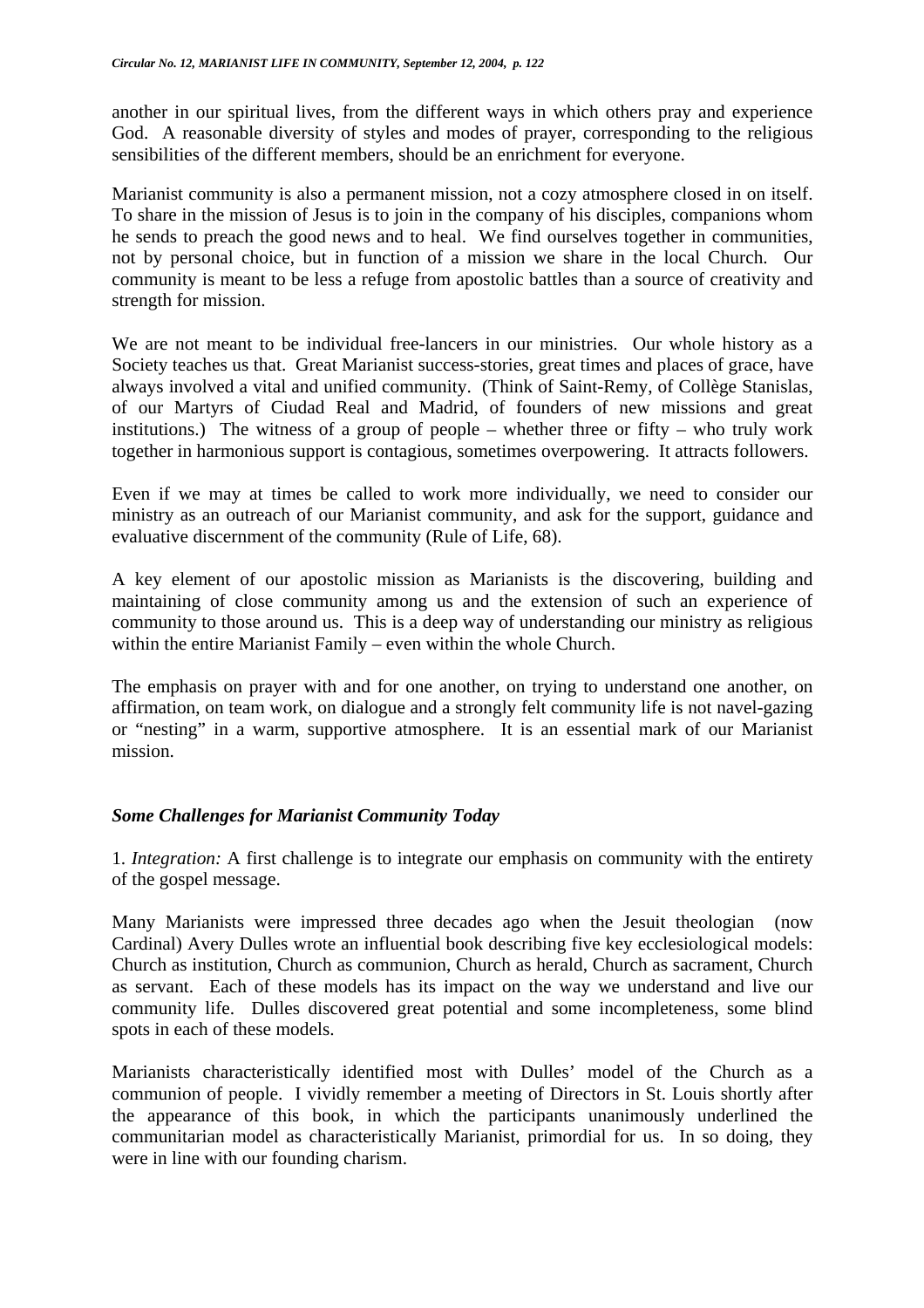another in our spiritual lives, from the different ways in which others pray and experience God. A reasonable diversity of styles and modes of prayer, corresponding to the religious sensibilities of the different members, should be an enrichment for everyone.

Marianist community is also a permanent mission, not a cozy atmosphere closed in on itself. To share in the mission of Jesus is to join in the company of his disciples, companions whom he sends to preach the good news and to heal. We find ourselves together in communities, not by personal choice, but in function of a mission we share in the local Church. Our community is meant to be less a refuge from apostolic battles than a source of creativity and strength for mission.

We are not meant to be individual free-lancers in our ministries. Our whole history as a Society teaches us that. Great Marianist success-stories, great times and places of grace, have always involved a vital and unified community. (Think of Saint-Remy, of Collège Stanislas, of our Martyrs of Ciudad Real and Madrid, of founders of new missions and great institutions.) The witness of a group of people – whether three or fifty – who truly work together in harmonious support is contagious, sometimes overpowering. It attracts followers.

Even if we may at times be called to work more individually, we need to consider our ministry as an outreach of our Marianist community, and ask for the support, guidance and evaluative discernment of the community (Rule of Life, 68).

A key element of our apostolic mission as Marianists is the discovering, building and maintaining of close community among us and the extension of such an experience of community to those around us. This is a deep way of understanding our ministry as religious within the entire Marianist Family – even within the whole Church.

The emphasis on prayer with and for one another, on trying to understand one another, on affirmation, on team work, on dialogue and a strongly felt community life is not navel-gazing or "nesting" in a warm, supportive atmosphere. It is an essential mark of our Marianist mission.

### *Some Challenges for Marianist Community Today*

1. *Integration:* A first challenge is to integrate our emphasis on community with the entirety of the gospel message.

Many Marianists were impressed three decades ago when the Jesuit theologian (now Cardinal) Avery Dulles wrote an influential book describing five key ecclesiological models: Church as institution, Church as communion, Church as herald, Church as sacrament, Church as servant. Each of these models has its impact on the way we understand and live our community life. Dulles discovered great potential and some incompleteness, some blind spots in each of these models.

Marianists characteristically identified most with Dulles' model of the Church as a communion of people. I vividly remember a meeting of Directors in St. Louis shortly after the appearance of this book, in which the participants unanimously underlined the communitarian model as characteristically Marianist, primordial for us. In so doing, they were in line with our founding charism.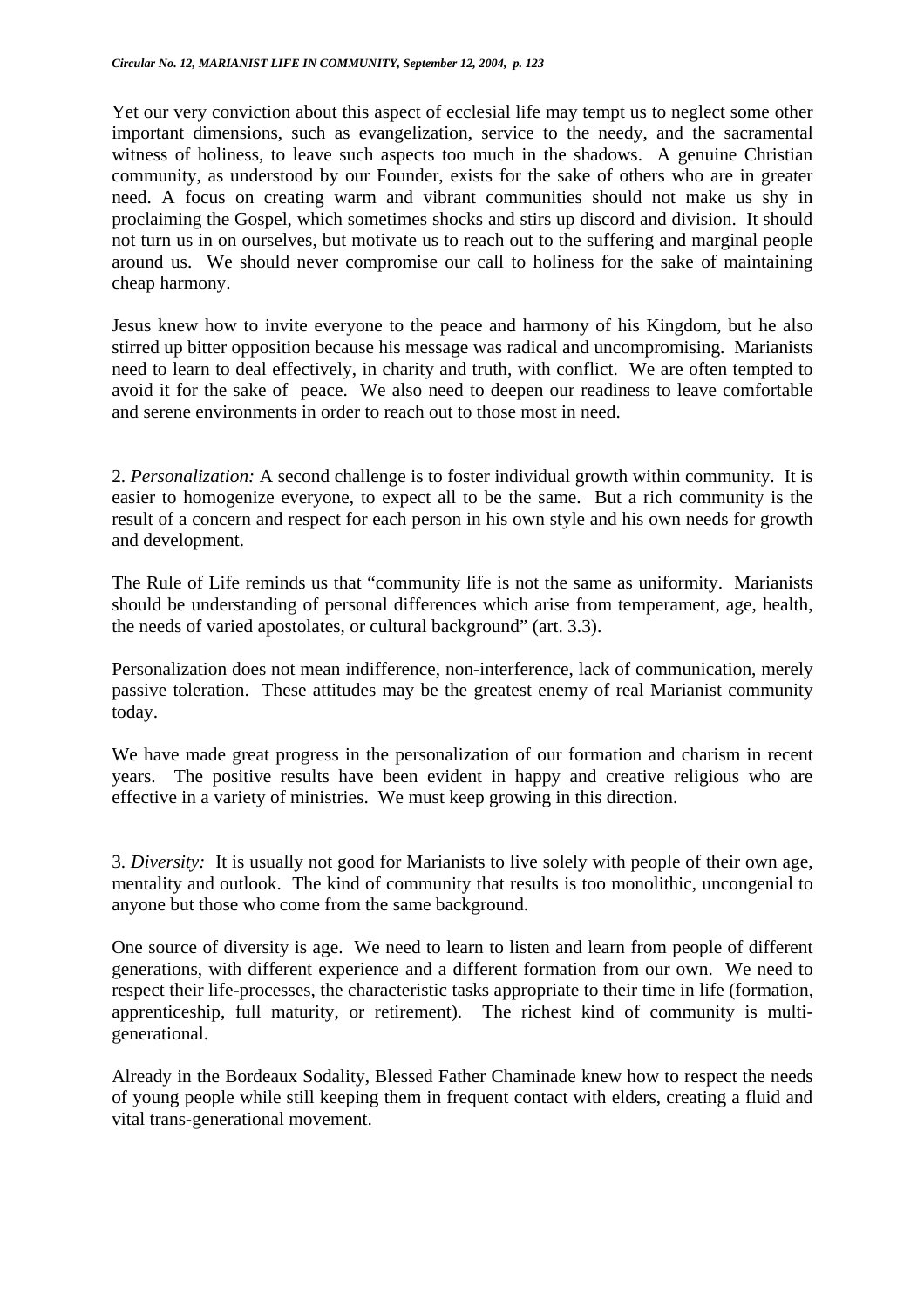Yet our very conviction about this aspect of ecclesial life may tempt us to neglect some other important dimensions, such as evangelization, service to the needy, and the sacramental witness of holiness, to leave such aspects too much in the shadows. A genuine Christian community, as understood by our Founder, exists for the sake of others who are in greater need. A focus on creating warm and vibrant communities should not make us shy in proclaiming the Gospel, which sometimes shocks and stirs up discord and division. It should not turn us in on ourselves, but motivate us to reach out to the suffering and marginal people around us. We should never compromise our call to holiness for the sake of maintaining cheap harmony.

Jesus knew how to invite everyone to the peace and harmony of his Kingdom, but he also stirred up bitter opposition because his message was radical and uncompromising. Marianists need to learn to deal effectively, in charity and truth, with conflict. We are often tempted to avoid it for the sake of peace. We also need to deepen our readiness to leave comfortable and serene environments in order to reach out to those most in need.

2. *Personalization:* A second challenge is to foster individual growth within community. It is easier to homogenize everyone, to expect all to be the same. But a rich community is the result of a concern and respect for each person in his own style and his own needs for growth and development.

The Rule of Life reminds us that "community life is not the same as uniformity. Marianists should be understanding of personal differences which arise from temperament, age, health, the needs of varied apostolates, or cultural background" (art. 3.3).

Personalization does not mean indifference, non-interference, lack of communication, merely passive toleration. These attitudes may be the greatest enemy of real Marianist community today.

We have made great progress in the personalization of our formation and charism in recent years. The positive results have been evident in happy and creative religious who are effective in a variety of ministries. We must keep growing in this direction.

3. *Diversity:* It is usually not good for Marianists to live solely with people of their own age, mentality and outlook. The kind of community that results is too monolithic, uncongenial to anyone but those who come from the same background.

One source of diversity is age. We need to learn to listen and learn from people of different generations, with different experience and a different formation from our own. We need to respect their life-processes, the characteristic tasks appropriate to their time in life (formation, apprenticeship, full maturity, or retirement). The richest kind of community is multi-generational.

Already in the Bordeaux Sodality, Blessed Father Chaminade knew how to respect the needs of young people while still keeping them in frequent contact with elders, creating a fluid and vital trans-generational movement.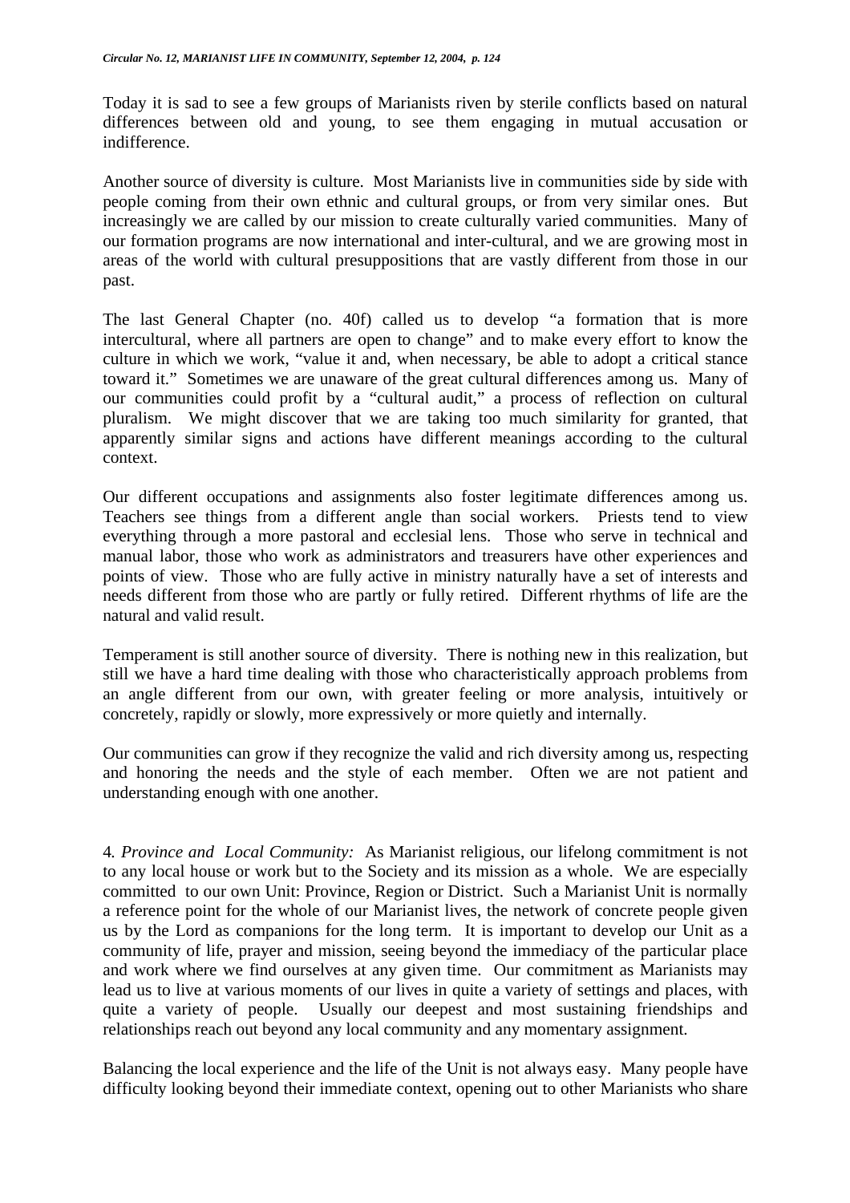Today it is sad to see a few groups of Marianists riven by sterile conflicts based on natural differences between old and young, to see them engaging in mutual accusation or indifference.

Another source of diversity is culture. Most Marianists live in communities side by side with people coming from their own ethnic and cultural groups, or from very similar ones. But increasingly we are called by our mission to create culturally varied communities. Many of our formation programs are now international and inter-cultural, and we are growing most in areas of the world with cultural presuppositions that are vastly different from those in our past.

The last General Chapter (no. 40f) called us to develop "a formation that is more intercultural, where all partners are open to change" and to make every effort to know the culture in which we work, "value it and, when necessary, be able to adopt a critical stance toward it." Sometimes we are unaware of the great cultural differences among us. Many of our communities could profit by a "cultural audit," a process of reflection on cultural pluralism. We might discover that we are taking too much similarity for granted, that apparently similar signs and actions have different meanings according to the cultural context.

Our different occupations and assignments also foster legitimate differences among us. Teachers see things from a different angle than social workers. Priests tend to view everything through a more pastoral and ecclesial lens. Those who serve in technical and manual labor, those who work as administrators and treasurers have other experiences and points of view. Those who are fully active in ministry naturally have a set of interests and needs different from those who are partly or fully retired. Different rhythms of life are the natural and valid result.

Temperament is still another source of diversity. There is nothing new in this realization, but still we have a hard time dealing with those who characteristically approach problems from an angle different from our own, with greater feeling or more analysis, intuitively or concretely, rapidly or slowly, more expressively or more quietly and internally.

Our communities can grow if they recognize the valid and rich diversity among us, respecting and honoring the needs and the style of each member. Often we are not patient and understanding enough with one another.

4. *Province and Local Community:* As Marianist religious, our lifelong commitment is not to any local house or work but to the Society and its mission as a whole. We are especially committed to our own Unit: Province, Region or District. Such a Marianist Unit is normally a reference point for the whole of our Marianist lives, the network of concrete people given us by the Lord as companions for the long term. It is important to develop our Unit as a community of life, prayer and mission, seeing beyond the immediacy of the particular place and work where we find ourselves at any given time. Our commitment as Marianists may lead us to live at various moments of our lives in quite a variety of settings and places, with quite a variety of people. Usually our deepest and most sustaining friendships and relationships reach out beyond any local community and any momentary assignment.

Balancing the local experience and the life of the Unit is not always easy. Many people have difficulty looking beyond their immediate context, opening out to other Marianists who share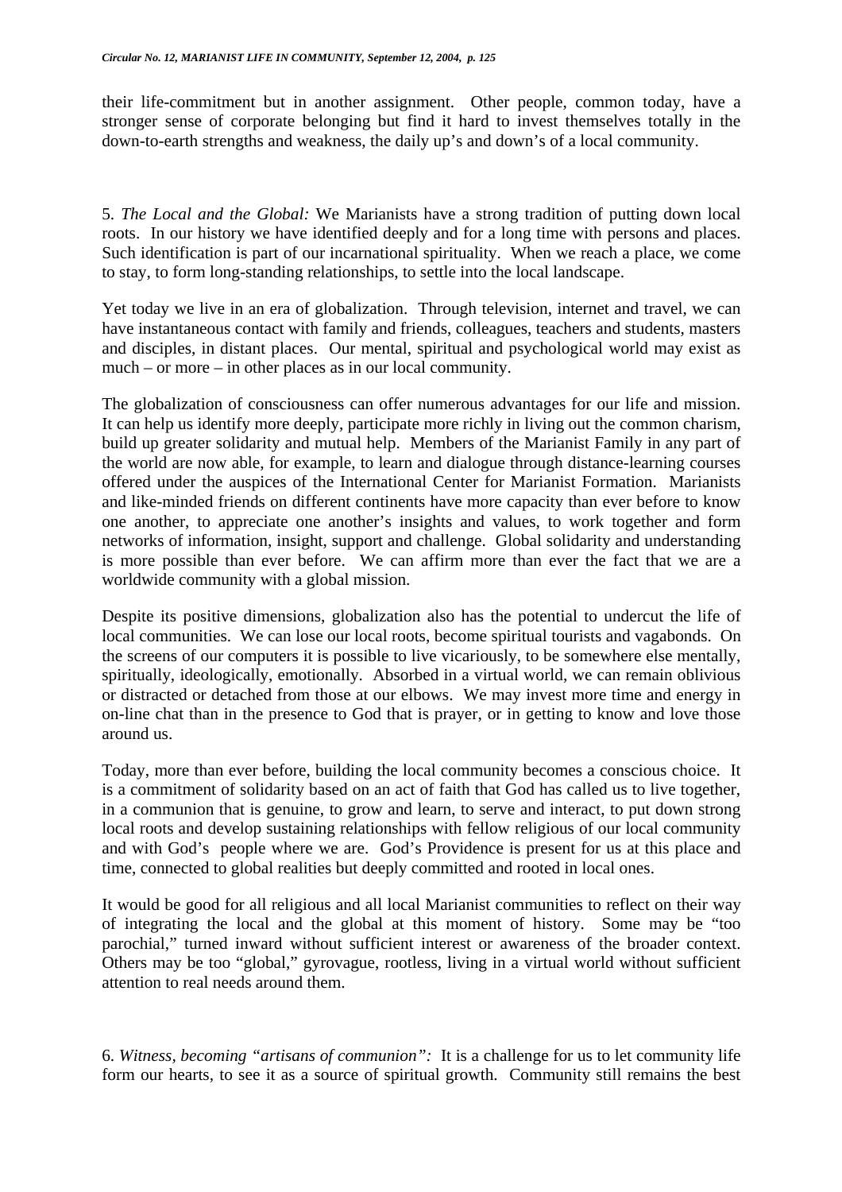their life-commitment but in another assignment. Other people, common today, have a stronger sense of corporate belonging but find it hard to invest themselves totally in the down-to-earth strengths and weakness, the daily up's and down's of a local community.

5. *The Local and the Global:* We Marianists have a strong tradition of putting down local roots. In our history we have identified deeply and for a long time with persons and places. Such identification is part of our incarnational spirituality. When we reach a place, we come to stay, to form long-standing relationships, to settle into the local landscape.

Yet today we live in an era of globalization. Through television, internet and travel, we can have instantaneous contact with family and friends, colleagues, teachers and students, masters and disciples, in distant places. Our mental, spiritual and psychological world may exist as much – or more – in other places as in our local community.

The globalization of consciousness can offer numerous advantages for our life and mission. It can help us identify more deeply, participate more richly in living out the common charism, build up greater solidarity and mutual help. Members of the Marianist Family in any part of the world are now able, for example, to learn and dialogue through distance-learning courses offered under the auspices of the International Center for Marianist Formation. Marianists and like-minded friends on different continents have more capacity than ever before to know one another, to appreciate one another's insights and values, to work together and form networks of information, insight, support and challenge. Global solidarity and understanding is more possible than ever before. We can affirm more than ever the fact that we are a worldwide community with a global mission.

Despite its positive dimensions, globalization also has the potential to undercut the life of local communities. We can lose our local roots, become spiritual tourists and vagabonds. On the screens of our computers it is possible to live vicariously, to be somewhere else mentally, spiritually, ideologically, emotionally. Absorbed in a virtual world, we can remain oblivious or distracted or detached from those at our elbows. We may invest more time and energy in on-line chat than in the presence to God that is prayer, or in getting to know and love those around us.

Today, more than ever before, building the local community becomes a conscious choice. It is a commitment of solidarity based on an act of faith that God has called us to live together, in a communion that is genuine, to grow and learn, to serve and interact, to put down strong local roots and develop sustaining relationships with fellow religious of our local community and with God's people where we are. God's Providence is present for us at this place and time, connected to global realities but deeply committed and rooted in local ones.

It would be good for all religious and all local Marianist communities to reflect on their way of integrating the local and the global at this moment of history. Some may be "too parochial," turned inward without sufficient interest or awareness of the broader context. Others may be too "global," gyrovague, rootless, living in a virtual world without sufficient attention to real needs around them.

6. *Witness, becoming "artisans of communion":* It is a challenge for us to let community life form our hearts, to see it as a source of spiritual growth. Community still remains the best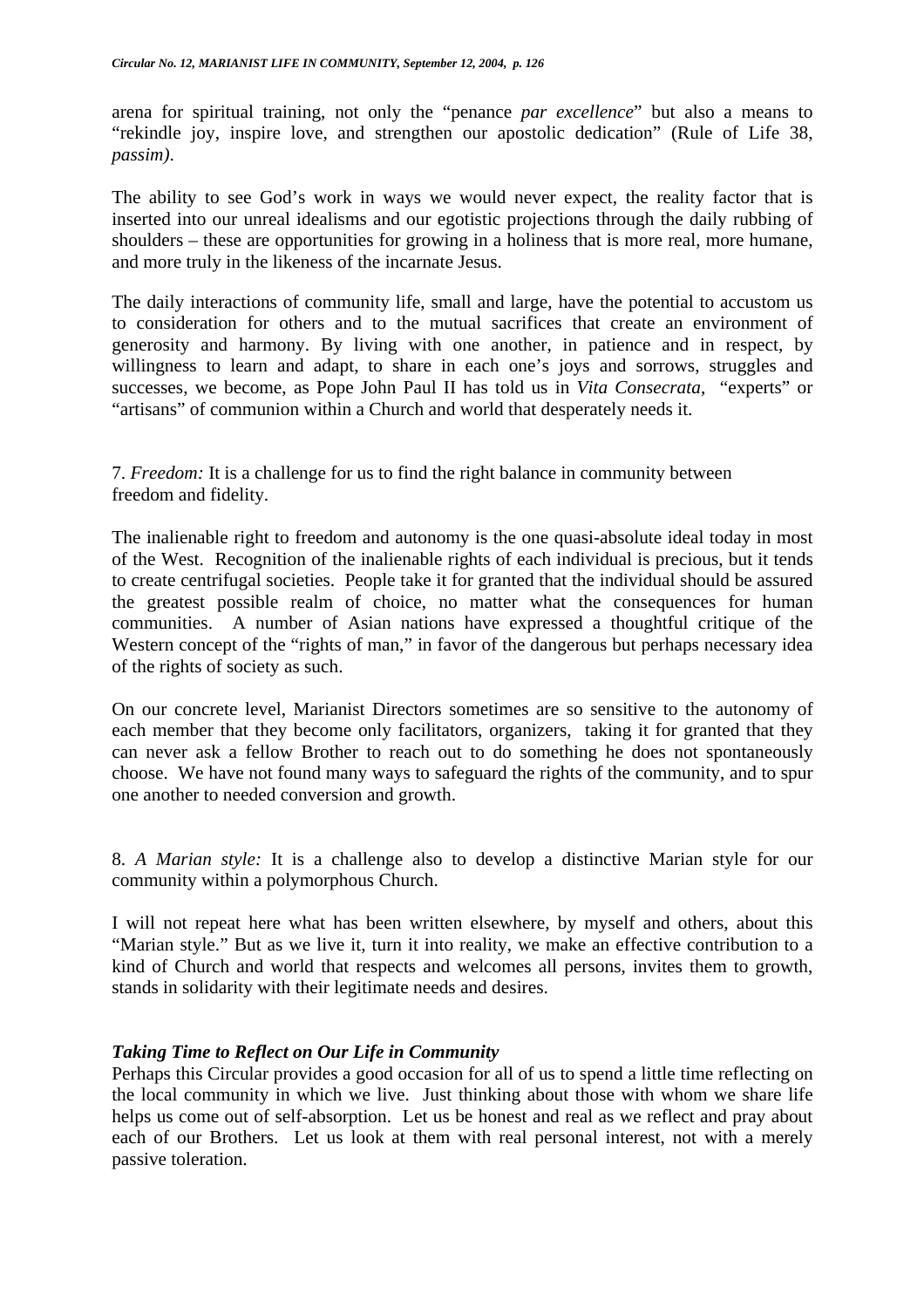arena for spiritual training, not only the "penance *par excellence*" but also a means to "rekindle joy, inspire love, and strengthen our apostolic dedication" (Rule of Life 38, *passim)*.

The ability to see God's work in ways we would never expect, the reality factor that is inserted into our unreal idealisms and our egotistic projections through the daily rubbing of shoulders – these are opportunities for growing in a holiness that is more real, more humane, and more truly in the likeness of the incarnate Jesus.

The daily interactions of community life, small and large, have the potential to accustom us to consideration for others and to the mutual sacrifices that create an environment of generosity and harmony. By living with one another, in patience and in respect, by willingness to learn and adapt, to share in each one's joys and sorrows, struggles and successes, we become, as Pope John Paul II has told us in *Vita Consecrata*, "experts" or "artisans" of communion within a Church and world that desperately needs it.

7. *Freedom:* It is a challenge for us to find the right balance in community between freedom and fidelity.

The inalienable right to freedom and autonomy is the one quasi-absolute ideal today in most of the West. Recognition of the inalienable rights of each individual is precious, but it tends to create centrifugal societies. People take it for granted that the individual should be assured the greatest possible realm of choice, no matter what the consequences for human communities. A number of Asian nations have expressed a thoughtful critique of the Western concept of the "rights of man," in favor of the dangerous but perhaps necessary idea of the rights of society as such.

On our concrete level, Marianist Directors sometimes are so sensitive to the autonomy of each member that they become only facilitators, organizers, taking it for granted that they can never ask a fellow Brother to reach out to do something he does not spontaneously choose. We have not found many ways to safeguard the rights of the community, and to spur one another to needed conversion and growth.

8. *A Marian style:* It is a challenge also to develop a distinctive Marian style for our community within a polymorphous Church.

I will not repeat here what has been written elsewhere, by myself and others, about this "Marian style." But as we live it, turn it into reality, we make an effective contribution to a kind of Church and world that respects and welcomes all persons, invites them to growth, stands in solidarity with their legitimate needs and desires.

### *Taking Time to Reflect on Our Life in Community*

Perhaps this Circular provides a good occasion for all of us to spend a little time reflecting on the local community in which we live. Just thinking about those with whom we share life helps us come out of self-absorption. Let us be honest and real as we reflect and pray about each of our Brothers. Let us look at them with real personal interest, not with a merely passive toleration.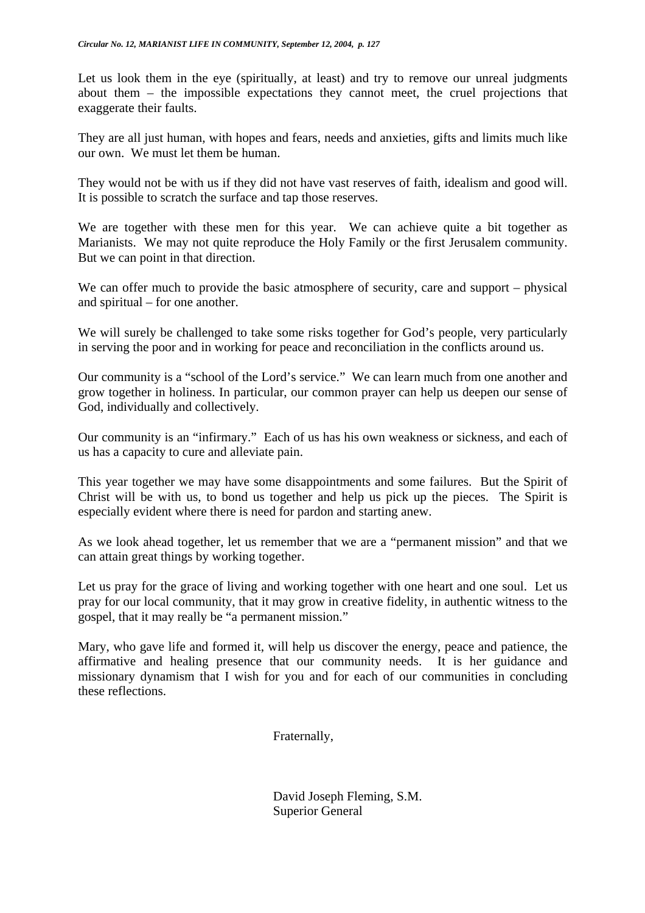Let us look them in the eye (spiritually, at least) and try to remove our unreal judgments about them – the impossible expectations they cannot meet, the cruel projections that exaggerate their faults.

They are all just human, with hopes and fears, needs and anxieties, gifts and limits much like our own. We must let them be human.

They would not be with us if they did not have vast reserves of faith, idealism and good will. It is possible to scratch the surface and tap those reserves.

We are together with these men for this year. We can achieve quite a bit together as Marianists. We may not quite reproduce the Holy Family or the first Jerusalem community. But we can point in that direction.

We can offer much to provide the basic atmosphere of security, care and support – physical and spiritual – for one another.

We will surely be challenged to take some risks together for God's people, very particularly in serving the poor and in working for peace and reconciliation in the conflicts around us.

Our community is a "school of the Lord's service." We can learn much from one another and grow together in holiness. In particular, our common prayer can help us deepen our sense of God, individually and collectively.

Our community is an "infirmary." Each of us has his own weakness or sickness, and each of us has a capacity to cure and alleviate pain.

This year together we may have some disappointments and some failures. But the Spirit of Christ will be with us, to bond us together and help us pick up the pieces. The Spirit is especially evident where there is need for pardon and starting anew.

As we look ahead together, let us remember that we are a "permanent mission" and that we can attain great things by working together.

Let us pray for the grace of living and working together with one heart and one soul. Let us pray for our local community, that it may grow in creative fidelity, in authentic witness to the gospel, that it may really be "a permanent mission."

Mary, who gave life and formed it, will help us discover the energy, peace and patience, the affirmative and healing presence that our community needs. It is her guidance and missionary dynamism that I wish for you and for each of our communities in concluding these reflections.

Fraternally,

David Joseph Fleming, S.M.
Superior General